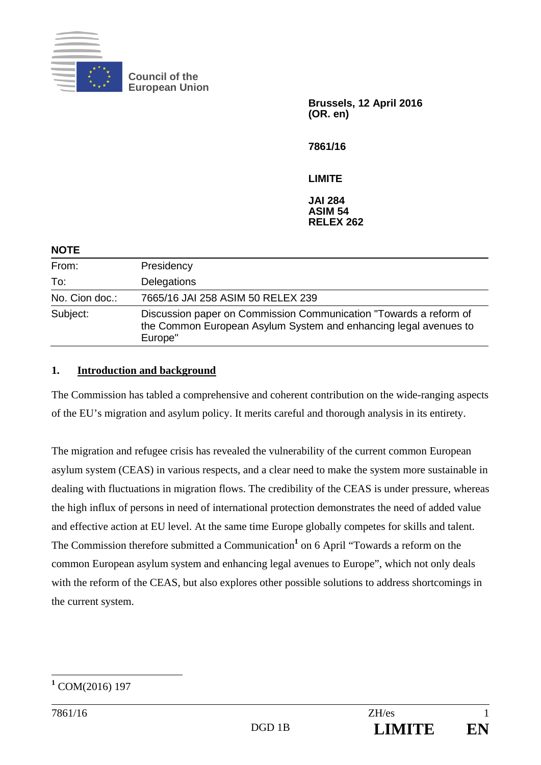Council of the European Union

**Brussels, 12 April 2016**
**(OR. en)**

**7861/16**

**LIMITE**

**JAI 284**
**ASIM 54**
**RELEX 262**

**NOTE**

| | |
|---|---|
| From: | Presidency |
| To: | Delegations |
| No. Cion doc.: | 7665/16 JAI 258 ASIM 50 RELEX 239 |
| Subject: | Discussion paper on Commission Communication "Towards a reform of the Common European Asylum System and enhancing legal avenues to Europe" |

## 1. Introduction and background

The Commission has tabled a comprehensive and coherent contribution on the wide-ranging aspects of the EU's migration and asylum policy. It merits careful and thorough analysis in its entirety.

The migration and refugee crisis has revealed the vulnerability of the current common European asylum system (CEAS) in various respects, and a clear need to make the system more sustainable in dealing with fluctuations in migration flows. The credibility of the CEAS is under pressure, whereas the high influx of persons in need of international protection demonstrates the need of added value and effective action at EU level. At the same time Europe globally competes for skills and talent. The Commission therefore submitted a Communication[1] on 6 April "Towards a reform on the common European asylum system and enhancing legal avenues to Europe", which not only deals with the reform of the CEAS, but also explores other possible solutions to address shortcomings in the current system.

[1] COM(2016) 197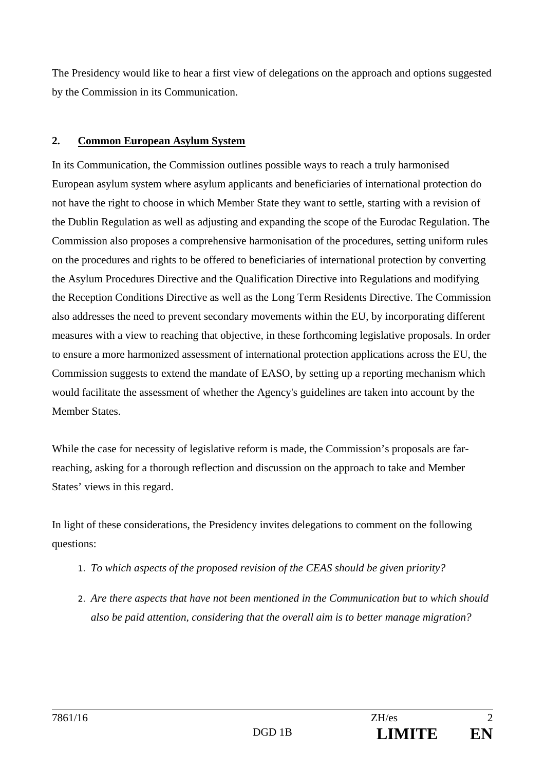The Presidency would like to hear a first view of delegations on the approach and options suggested by the Commission in its Communication.

## 2. Common European Asylum System

In its Communication, the Commission outlines possible ways to reach a truly harmonised European asylum system where asylum applicants and beneficiaries of international protection do not have the right to choose in which Member State they want to settle, starting with a revision of the Dublin Regulation as well as adjusting and expanding the scope of the Eurodac Regulation. The Commission also proposes a comprehensive harmonisation of the procedures, setting uniform rules on the procedures and rights to be offered to beneficiaries of international protection by converting the Asylum Procedures Directive and the Qualification Directive into Regulations and modifying the Reception Conditions Directive as well as the Long Term Residents Directive. The Commission also addresses the need to prevent secondary movements within the EU, by incorporating different measures with a view to reaching that objective, in these forthcoming legislative proposals. In order to ensure a more harmonized assessment of international protection applications across the EU, the Commission suggests to extend the mandate of EASO, by setting up a reporting mechanism which would facilitate the assessment of whether the Agency's guidelines are taken into account by the Member States.

While the case for necessity of legislative reform is made, the Commission's proposals are far-reaching, asking for a thorough reflection and discussion on the approach to take and Member States' views in this regard.

In light of these considerations, the Presidency invites delegations to comment on the following questions:

1. *To which aspects of the proposed revision of the CEAS should be given priority?*
2. *Are there aspects that have not been mentioned in the Communication but to which should also be paid attention, considering that the overall aim is to better manage migration?*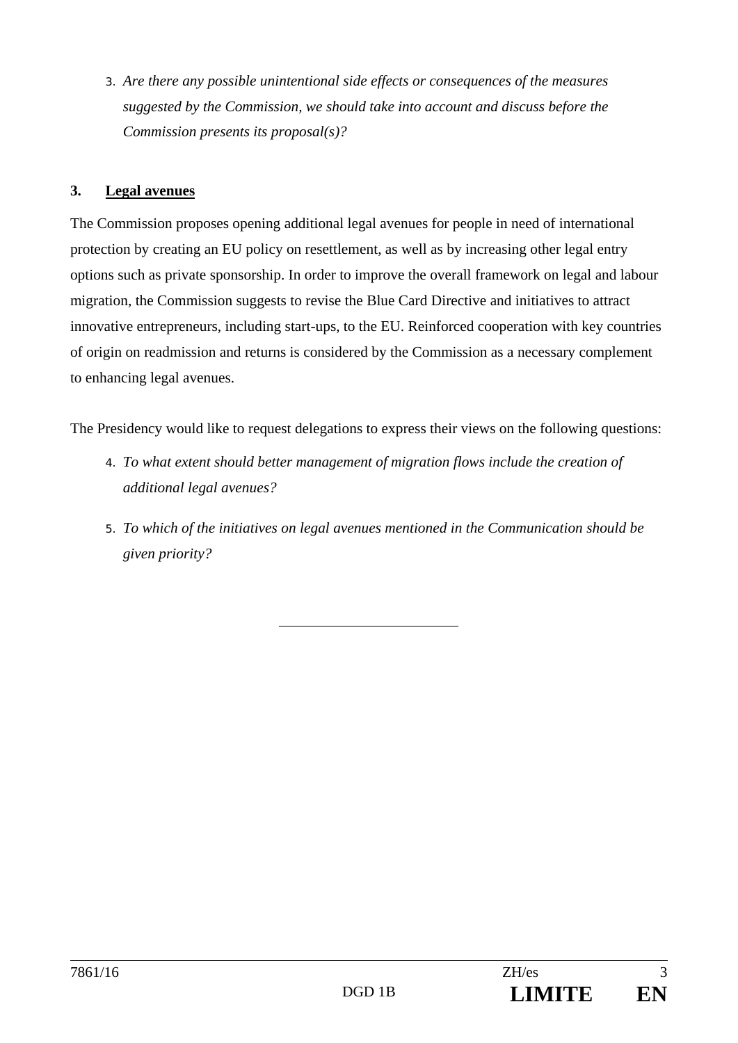3. *Are there any possible unintentional side effects or consequences of the measures suggested by the Commission, we should take into account and discuss before the Commission presents its proposal(s)?*

## 3. Legal avenues

The Commission proposes opening additional legal avenues for people in need of international protection by creating an EU policy on resettlement, as well as by increasing other legal entry options such as private sponsorship. In order to improve the overall framework on legal and labour migration, the Commission suggests to revise the Blue Card Directive and initiatives to attract innovative entrepreneurs, including start-ups, to the EU. Reinforced cooperation with key countries of origin on readmission and returns is considered by the Commission as a necessary complement to enhancing legal avenues.

The Presidency would like to request delegations to express their views on the following questions:

4. *To what extent should better management of migration flows include the creation of additional legal avenues?*

5. *To which of the initiatives on legal avenues mentioned in the Communication should be given priority?*